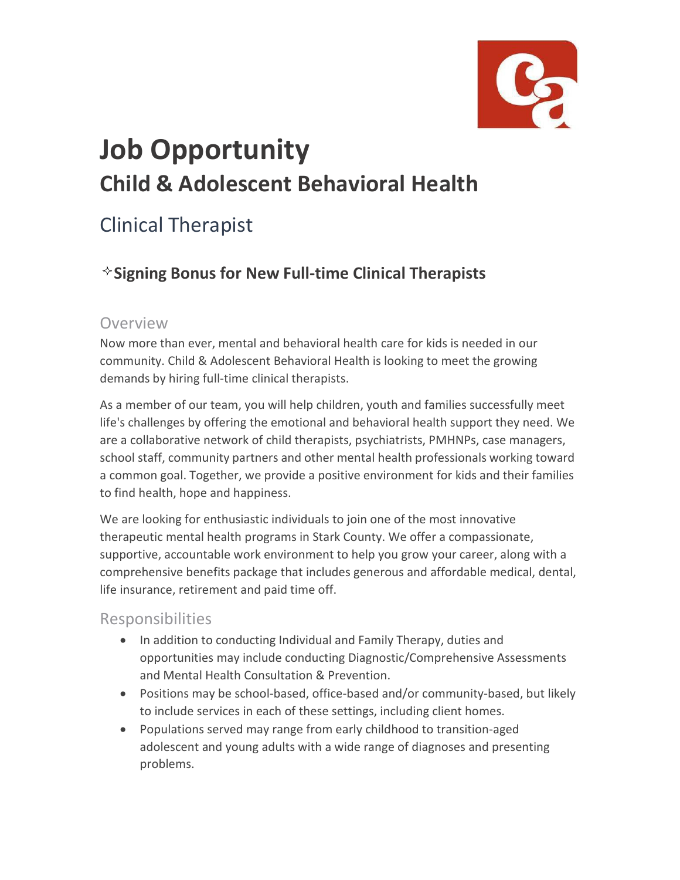# Job Opportunity

## Child & Adolescent Behavioral Health

### Clinical Therapist

### ✧Signing Bonus for New Full-time Clinical Therapists

#### Overview

Now more than ever, mental and behavioral health care for kids is needed in our community. Child & Adolescent Behavioral Health is looking to meet the growing demands by hiring full-time clinical therapists.

As a member of our team, you will help children, youth and families successfully meet life's challenges by offering the emotional and behavioral health support they need. We are a collaborative network of child therapists, psychiatrists, PMHNPs, case managers, school staff, community partners and other mental health professionals working toward a common goal. Together, we provide a positive environment for kids and their families to find health, hope and happiness.

We are looking for enthusiastic individuals to join one of the most innovative therapeutic mental health programs in Stark County. We offer a compassionate, supportive, accountable work environment to help you grow your career, along with a comprehensive benefits package that includes generous and affordable medical, dental, life insurance, retirement and paid time off.

#### Responsibilities

- In addition to conducting Individual and Family Therapy, duties and opportunities may include conducting Diagnostic/Comprehensive Assessments and Mental Health Consultation & Prevention.
- Positions may be school-based, office-based and/or community-based, but likely to include services in each of these settings, including client homes.
- Populations served may range from early childhood to transition-aged adolescent and young adults with a wide range of diagnoses and presenting problems.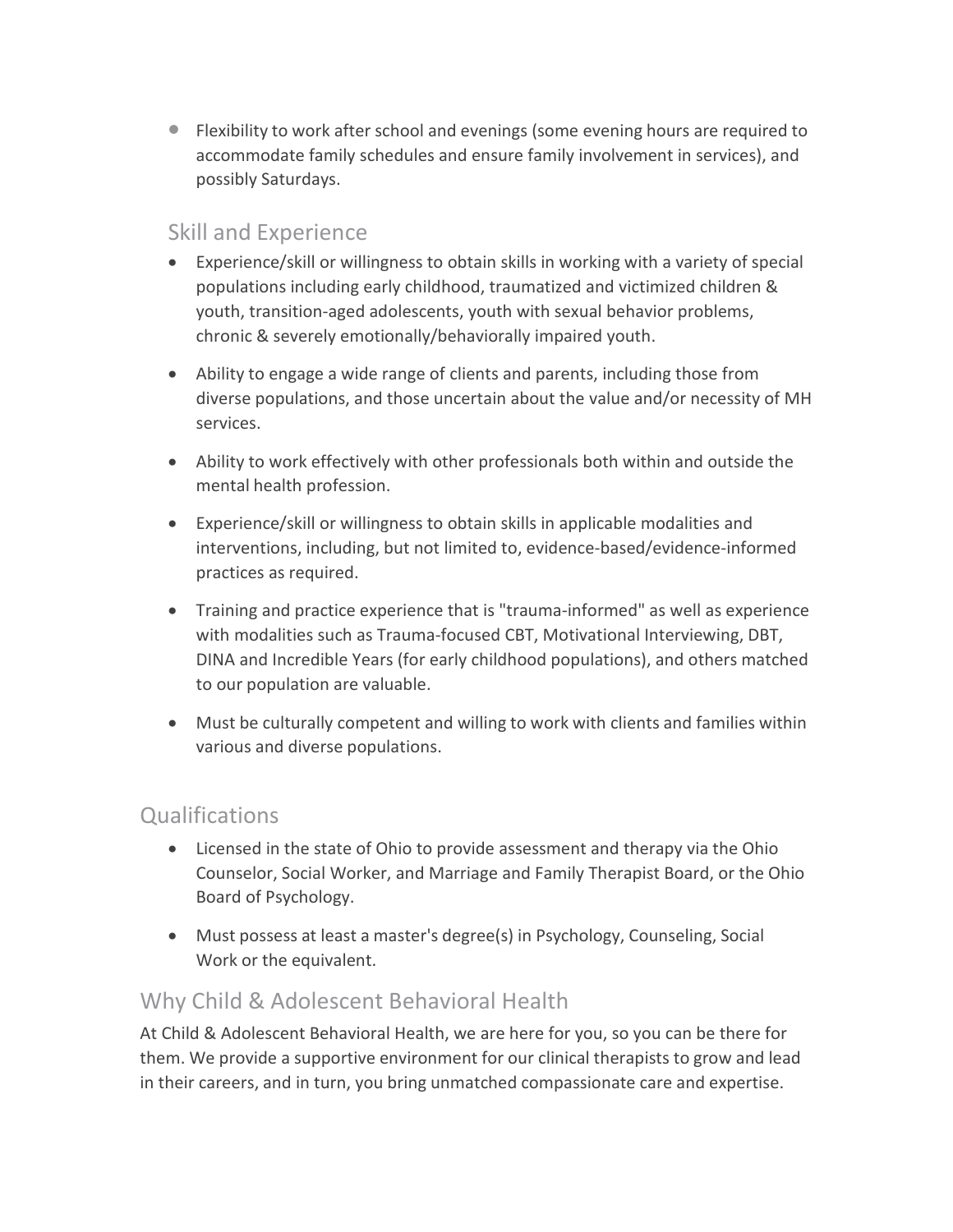- Flexibility to work after school and evenings (some evening hours are required to accommodate family schedules and ensure family involvement in services), and possibly Saturdays.

### Skill and Experience

- Experience/skill or willingness to obtain skills in working with a variety of special populations including early childhood, traumatized and victimized children & youth, transition-aged adolescents, youth with sexual behavior problems, chronic & severely emotionally/behaviorally impaired youth.
- Ability to engage a wide range of clients and parents, including those from diverse populations, and those uncertain about the value and/or necessity of MH services.
- Ability to work effectively with other professionals both within and outside the mental health profession.
- Experience/skill or willingness to obtain skills in applicable modalities and interventions, including, but not limited to, evidence-based/evidence-informed practices as required.
- Training and practice experience that is "trauma-informed" as well as experience with modalities such as Trauma-focused CBT, Motivational Interviewing, DBT, DINA and Incredible Years (for early childhood populations), and others matched to our population are valuable.
- Must be culturally competent and willing to work with clients and families within various and diverse populations.

## Qualifications

- Licensed in the state of Ohio to provide assessment and therapy via the Ohio Counselor, Social Worker, and Marriage and Family Therapist Board, or the Ohio Board of Psychology.
- Must possess at least a master's degree(s) in Psychology, Counseling, Social Work or the equivalent.

## Why Child & Adolescent Behavioral Health

At Child & Adolescent Behavioral Health, we are here for you, so you can be there for them. We provide a supportive environment for our clinical therapists to grow and lead in their careers, and in turn, you bring unmatched compassionate care and expertise.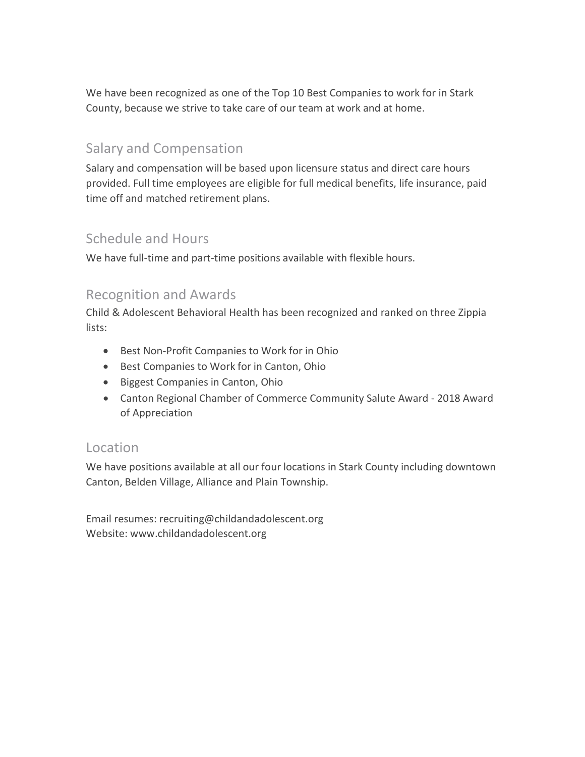We have been recognized as one of the Top 10 Best Companies to work for in Stark County, because we strive to take care of our team at work and at home.

## Salary and Compensation

Salary and compensation will be based upon licensure status and direct care hours provided. Full time employees are eligible for full medical benefits, life insurance, paid time off and matched retirement plans.

## Schedule and Hours

We have full-time and part-time positions available with flexible hours.

## Recognition and Awards

Child & Adolescent Behavioral Health has been recognized and ranked on three Zippia lists:

- Best Non-Profit Companies to Work for in Ohio
- Best Companies to Work for in Canton, Ohio
- Biggest Companies in Canton, Ohio
- Canton Regional Chamber of Commerce Community Salute Award - 2018 Award of Appreciation

## Location

We have positions available at all our four locations in Stark County including downtown Canton, Belden Village, Alliance and Plain Township.

Email resumes: recruiting@childandadolescent.org
Website: www.childandadolescent.org